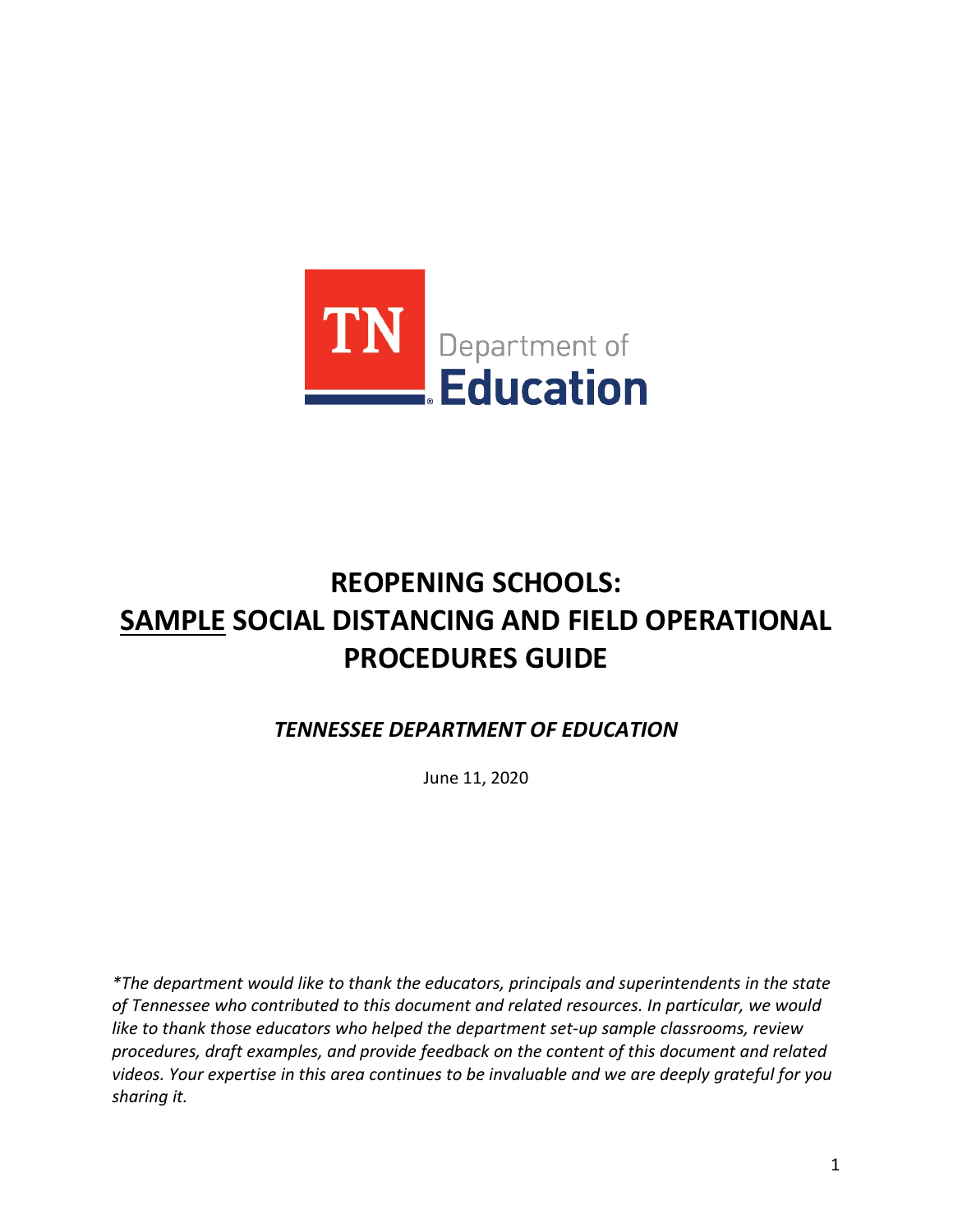TN Department of Education

# REOPENING SCHOOLS: <u>SAMPLE</u> SOCIAL DISTANCING AND FIELD OPERATIONAL PROCEDURES GUIDE

***TENNESSEE DEPARTMENT OF EDUCATION***

June 11, 2020

*\*The department would like to thank the educators, principals and superintendents in the state of Tennessee who contributed to this document and related resources. In particular, we would like to thank those educators who helped the department set-up sample classrooms, review procedures, draft examples, and provide feedback on the content of this document and related videos. Your expertise in this area continues to be invaluable and we are deeply grateful for you sharing it.*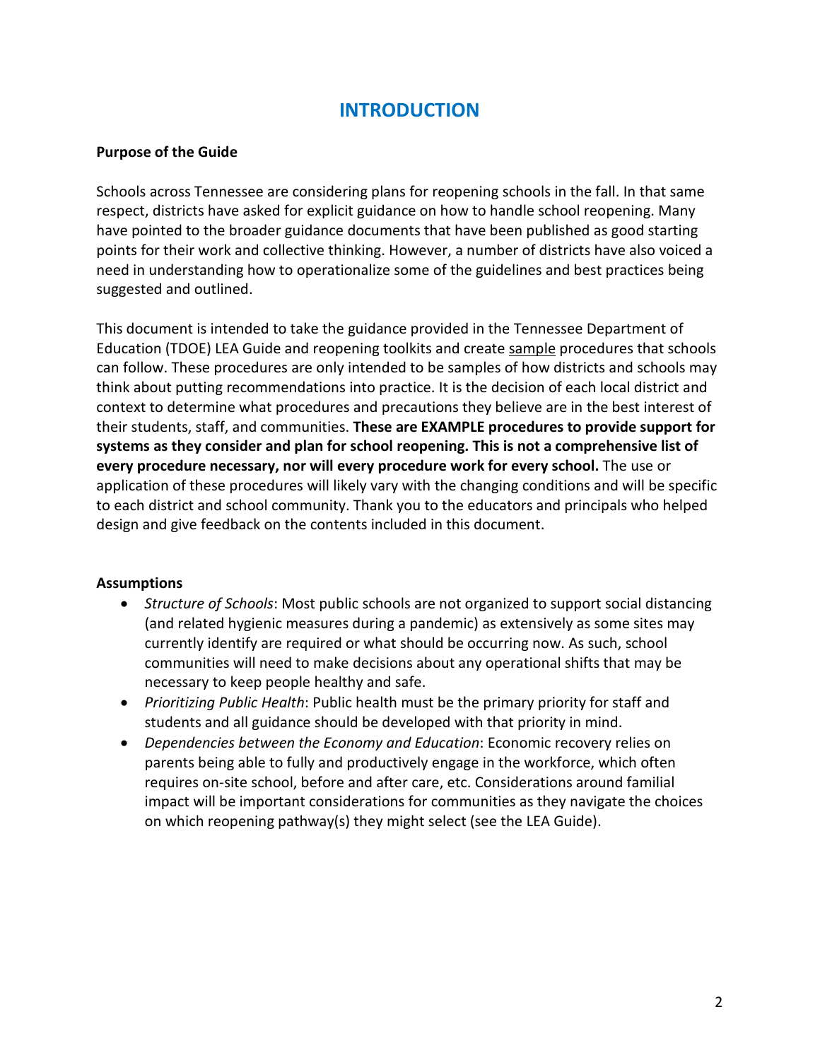# INTRODUCTION

**Purpose of the Guide**

Schools across Tennessee are considering plans for reopening schools in the fall. In that same respect, districts have asked for explicit guidance on how to handle school reopening. Many have pointed to the broader guidance documents that have been published as good starting points for their work and collective thinking. However, a number of districts have also voiced a need in understanding how to operationalize some of the guidelines and best practices being suggested and outlined.

This document is intended to take the guidance provided in the Tennessee Department of Education (TDOE) LEA Guide and reopening toolkits and create sample procedures that schools can follow. These procedures are only intended to be samples of how districts and schools may think about putting recommendations into practice. It is the decision of each local district and context to determine what procedures and precautions they believe are in the best interest of their students, staff, and communities. **These are EXAMPLE procedures to provide support for systems as they consider and plan for school reopening. This is not a comprehensive list of every procedure necessary, nor will every procedure work for every school.** The use or application of these procedures will likely vary with the changing conditions and will be specific to each district and school community. Thank you to the educators and principals who helped design and give feedback on the contents included in this document.

**Assumptions**

- *Structure of Schools*: Most public schools are not organized to support social distancing (and related hygienic measures during a pandemic) as extensively as some sites may currently identify are required or what should be occurring now. As such, school communities will need to make decisions about any operational shifts that may be necessary to keep people healthy and safe.
- *Prioritizing Public Health*: Public health must be the primary priority for staff and students and all guidance should be developed with that priority in mind.
- *Dependencies between the Economy and Education*: Economic recovery relies on parents being able to fully and productively engage in the workforce, which often requires on-site school, before and after care, etc. Considerations around familial impact will be important considerations for communities as they navigate the choices on which reopening pathway(s) they might select (see the LEA Guide).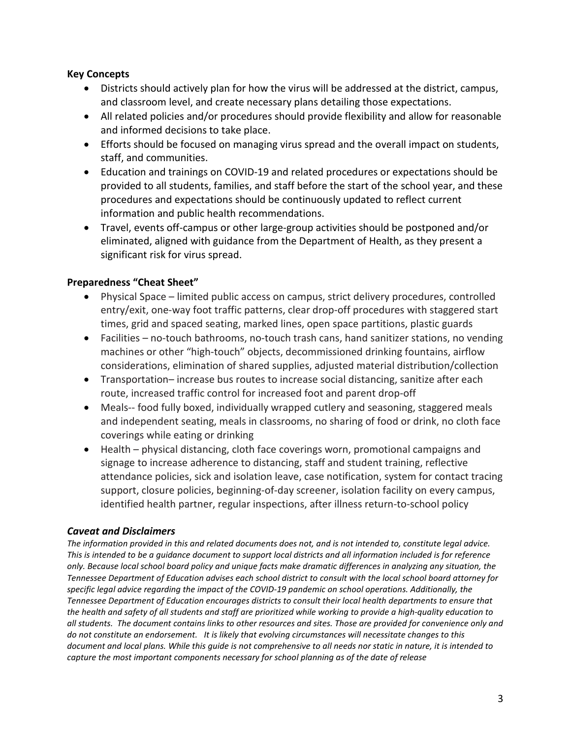### Key Concepts

- Districts should actively plan for how the virus will be addressed at the district, campus, and classroom level, and create necessary plans detailing those expectations.
- All related policies and/or procedures should provide flexibility and allow for reasonable and informed decisions to take place.
- Efforts should be focused on managing virus spread and the overall impact on students, staff, and communities.
- Education and trainings on COVID-19 and related procedures or expectations should be provided to all students, families, and staff before the start of the school year, and these procedures and expectations should be continuously updated to reflect current information and public health recommendations.
- Travel, events off-campus or other large-group activities should be postponed and/or eliminated, aligned with guidance from the Department of Health, as they present a significant risk for virus spread.

### Preparedness "Cheat Sheet"

- Physical Space – limited public access on campus, strict delivery procedures, controlled entry/exit, one-way foot traffic patterns, clear drop-off procedures with staggered start times, grid and spaced seating, marked lines, open space partitions, plastic guards
- Facilities – no-touch bathrooms, no-touch trash cans, hand sanitizer stations, no vending machines or other "high-touch" objects, decommissioned drinking fountains, airflow considerations, elimination of shared supplies, adjusted material distribution/collection
- Transportation– increase bus routes to increase social distancing, sanitize after each route, increased traffic control for increased foot and parent drop-off
- Meals-- food fully boxed, individually wrapped cutlery and seasoning, staggered meals and independent seating, meals in classrooms, no sharing of food or drink, no cloth face coverings while eating or drinking
- Health – physical distancing, cloth face coverings worn, promotional campaigns and signage to increase adherence to distancing, staff and student training, reflective attendance policies, sick and isolation leave, case notification, system for contact tracing support, closure policies, beginning-of-day screener, isolation facility on every campus, identified health partner, regular inspections, after illness return-to-school policy

### *Caveat and Disclaimers*

*The information provided in this and related documents does not, and is not intended to, constitute legal advice. This is intended to be a guidance document to support local districts and all information included is for reference only. Because local school board policy and unique facts make dramatic differences in analyzing any situation, the Tennessee Department of Education advises each school district to consult with the local school board attorney for specific legal advice regarding the impact of the COVID-19 pandemic on school operations. Additionally, the Tennessee Department of Education encourages districts to consult their local health departments to ensure that the health and safety of all students and staff are prioritized while working to provide a high-quality education to all students. The document contains links to other resources and sites. Those are provided for convenience only and do not constitute an endorsement. It is likely that evolving circumstances will necessitate changes to this document and local plans. While this guide is not comprehensive to all needs nor static in nature, it is intended to capture the most important components necessary for school planning as of the date of release*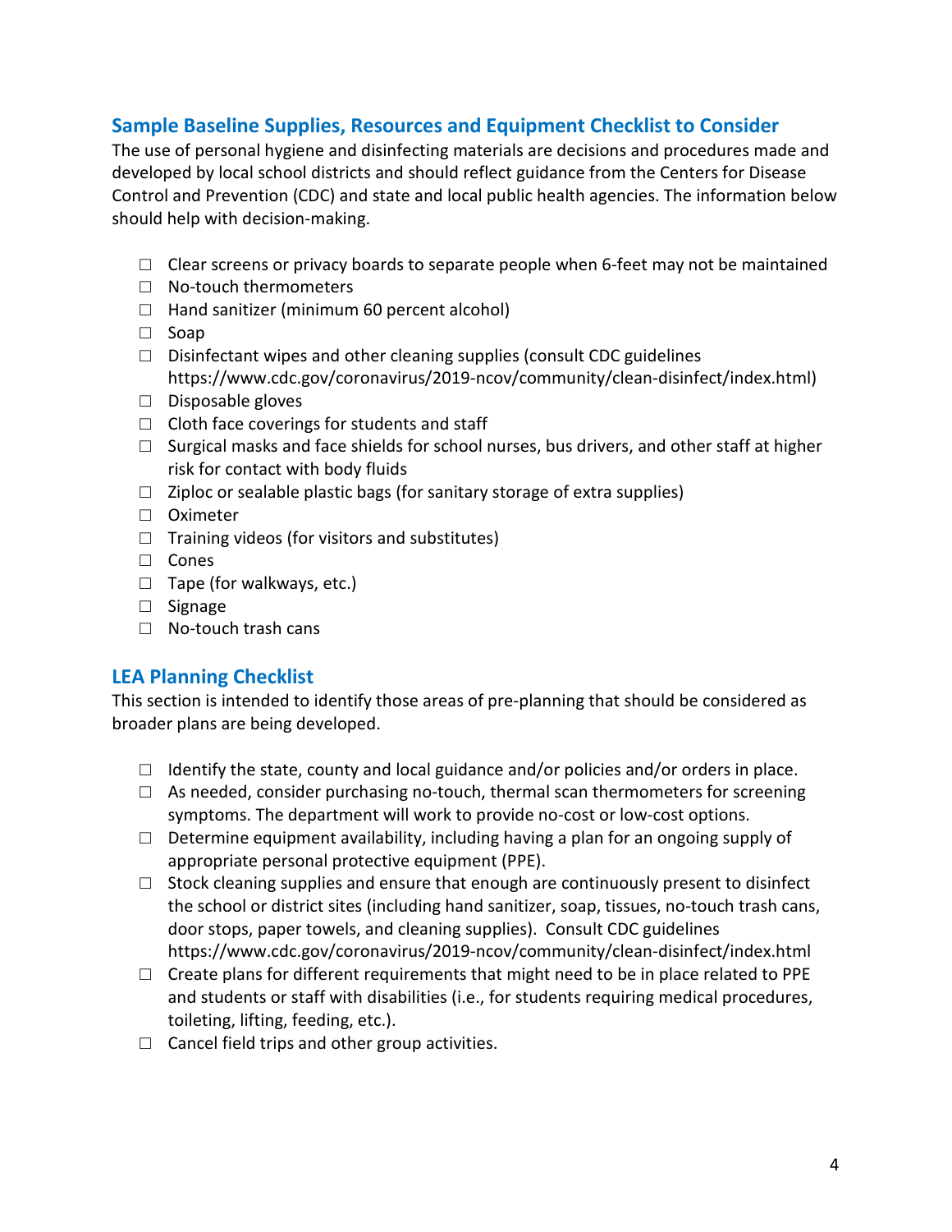## Sample Baseline Supplies, Resources and Equipment Checklist to Consider

The use of personal hygiene and disinfecting materials are decisions and procedures made and developed by local school districts and should reflect guidance from the Centers for Disease Control and Prevention (CDC) and state and local public health agencies. The information below should help with decision-making.

- ☐ Clear screens or privacy boards to separate people when 6-feet may not be maintained
- ☐ No-touch thermometers
- ☐ Hand sanitizer (minimum 60 percent alcohol)
- ☐ Soap
- ☐ Disinfectant wipes and other cleaning supplies (consult CDC guidelines https://www.cdc.gov/coronavirus/2019-ncov/community/clean-disinfect/index.html)
- ☐ Disposable gloves
- ☐ Cloth face coverings for students and staff
- ☐ Surgical masks and face shields for school nurses, bus drivers, and other staff at higher risk for contact with body fluids
- ☐ Ziploc or sealable plastic bags (for sanitary storage of extra supplies)
- ☐ Oximeter
- ☐ Training videos (for visitors and substitutes)
- ☐ Cones
- ☐ Tape (for walkways, etc.)
- ☐ Signage
- ☐ No-touch trash cans

## LEA Planning Checklist

This section is intended to identify those areas of pre-planning that should be considered as broader plans are being developed.

- ☐ Identify the state, county and local guidance and/or policies and/or orders in place.
- ☐ As needed, consider purchasing no-touch, thermal scan thermometers for screening symptoms. The department will work to provide no-cost or low-cost options.
- ☐ Determine equipment availability, including having a plan for an ongoing supply of appropriate personal protective equipment (PPE).
- ☐ Stock cleaning supplies and ensure that enough are continuously present to disinfect the school or district sites (including hand sanitizer, soap, tissues, no-touch trash cans, door stops, paper towels, and cleaning supplies). Consult CDC guidelines https://www.cdc.gov/coronavirus/2019-ncov/community/clean-disinfect/index.html
- ☐ Create plans for different requirements that might need to be in place related to PPE and students or staff with disabilities (i.e., for students requiring medical procedures, toileting, lifting, feeding, etc.).
- ☐ Cancel field trips and other group activities.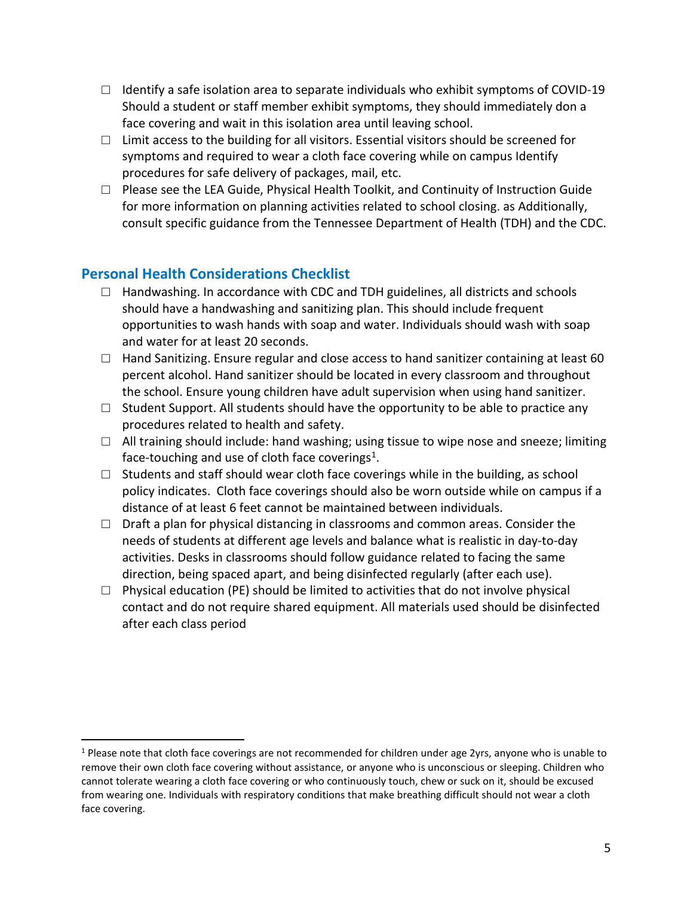- ☐ Identify a safe isolation area to separate individuals who exhibit symptoms of COVID-19 Should a student or staff member exhibit symptoms, they should immediately don a face covering and wait in this isolation area until leaving school.
- ☐ Limit access to the building for all visitors. Essential visitors should be screened for symptoms and required to wear a cloth face covering while on campus Identify procedures for safe delivery of packages, mail, etc.
- ☐ Please see the LEA Guide, Physical Health Toolkit, and Continuity of Instruction Guide for more information on planning activities related to school closing. as Additionally, consult specific guidance from the Tennessee Department of Health (TDH) and the CDC.

## Personal Health Considerations Checklist

- ☐ Handwashing. In accordance with CDC and TDH guidelines, all districts and schools should have a handwashing and sanitizing plan. This should include frequent opportunities to wash hands with soap and water. Individuals should wash with soap and water for at least 20 seconds.
- ☐ Hand Sanitizing. Ensure regular and close access to hand sanitizer containing at least 60 percent alcohol. Hand sanitizer should be located in every classroom and throughout the school. Ensure young children have adult supervision when using hand sanitizer.
- ☐ Student Support. All students should have the opportunity to be able to practice any procedures related to health and safety.
- ☐ All training should include: hand washing; using tissue to wipe nose and sneeze; limiting face-touching and use of cloth face coverings[1].
- ☐ Students and staff should wear cloth face coverings while in the building, as school policy indicates. Cloth face coverings should also be worn outside while on campus if a distance of at least 6 feet cannot be maintained between individuals.
- ☐ Draft a plan for physical distancing in classrooms and common areas. Consider the needs of students at different age levels and balance what is realistic in day-to-day activities. Desks in classrooms should follow guidance related to facing the same direction, being spaced apart, and being disinfected regularly (after each use).
- ☐ Physical education (PE) should be limited to activities that do not involve physical contact and do not require shared equipment. All materials used should be disinfected after each class period

---

[1] Please note that cloth face coverings are not recommended for children under age 2yrs, anyone who is unable to remove their own cloth face covering without assistance, or anyone who is unconscious or sleeping. Children who cannot tolerate wearing a cloth face covering or who continuously touch, chew or suck on it, should be excused from wearing one. Individuals with respiratory conditions that make breathing difficult should not wear a cloth face covering.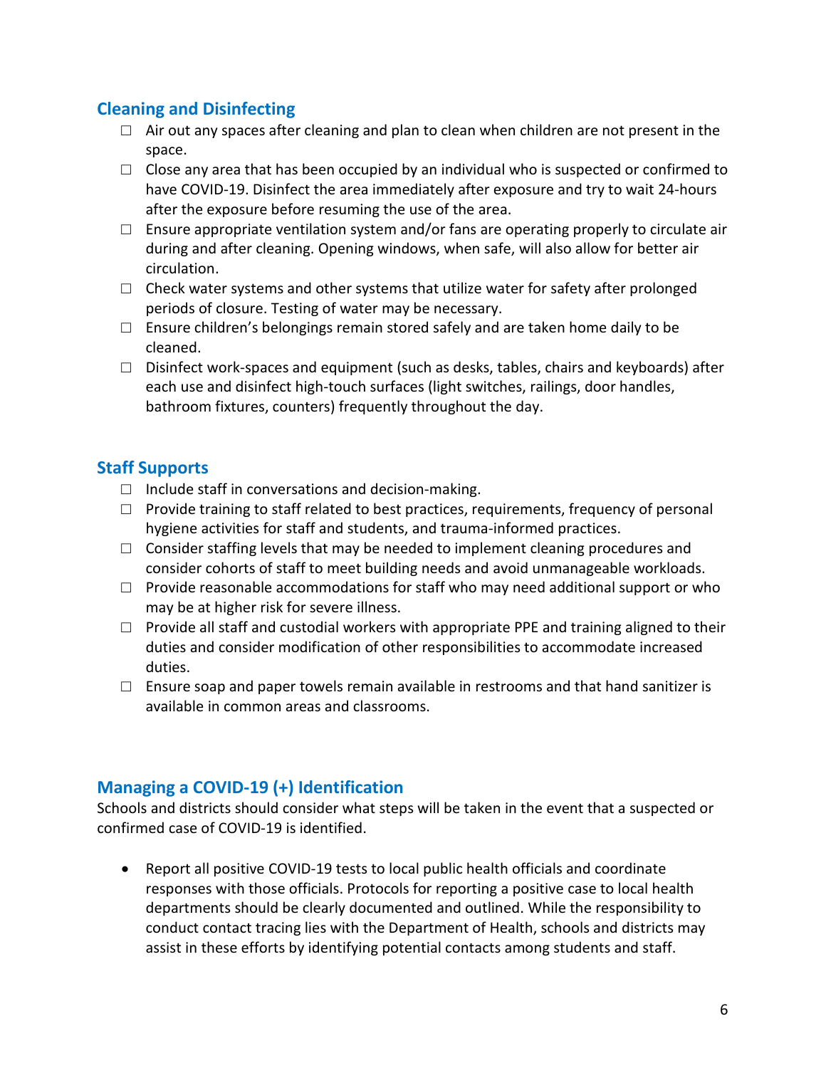## Cleaning and Disinfecting

- ☐ Air out any spaces after cleaning and plan to clean when children are not present in the space.
- ☐ Close any area that has been occupied by an individual who is suspected or confirmed to have COVID-19. Disinfect the area immediately after exposure and try to wait 24-hours after the exposure before resuming the use of the area.
- ☐ Ensure appropriate ventilation system and/or fans are operating properly to circulate air during and after cleaning. Opening windows, when safe, will also allow for better air circulation.
- ☐ Check water systems and other systems that utilize water for safety after prolonged periods of closure. Testing of water may be necessary.
- ☐ Ensure children's belongings remain stored safely and are taken home daily to be cleaned.
- ☐ Disinfect work-spaces and equipment (such as desks, tables, chairs and keyboards) after each use and disinfect high-touch surfaces (light switches, railings, door handles, bathroom fixtures, counters) frequently throughout the day.

## Staff Supports

- ☐ Include staff in conversations and decision-making.
- ☐ Provide training to staff related to best practices, requirements, frequency of personal hygiene activities for staff and students, and trauma-informed practices.
- ☐ Consider staffing levels that may be needed to implement cleaning procedures and consider cohorts of staff to meet building needs and avoid unmanageable workloads.
- ☐ Provide reasonable accommodations for staff who may need additional support or who may be at higher risk for severe illness.
- ☐ Provide all staff and custodial workers with appropriate PPE and training aligned to their duties and consider modification of other responsibilities to accommodate increased duties.
- ☐ Ensure soap and paper towels remain available in restrooms and that hand sanitizer is available in common areas and classrooms.

## Managing a COVID-19 (+) Identification

Schools and districts should consider what steps will be taken in the event that a suspected or confirmed case of COVID-19 is identified.

- Report all positive COVID-19 tests to local public health officials and coordinate responses with those officials. Protocols for reporting a positive case to local health departments should be clearly documented and outlined. While the responsibility to conduct contact tracing lies with the Department of Health, schools and districts may assist in these efforts by identifying potential contacts among students and staff.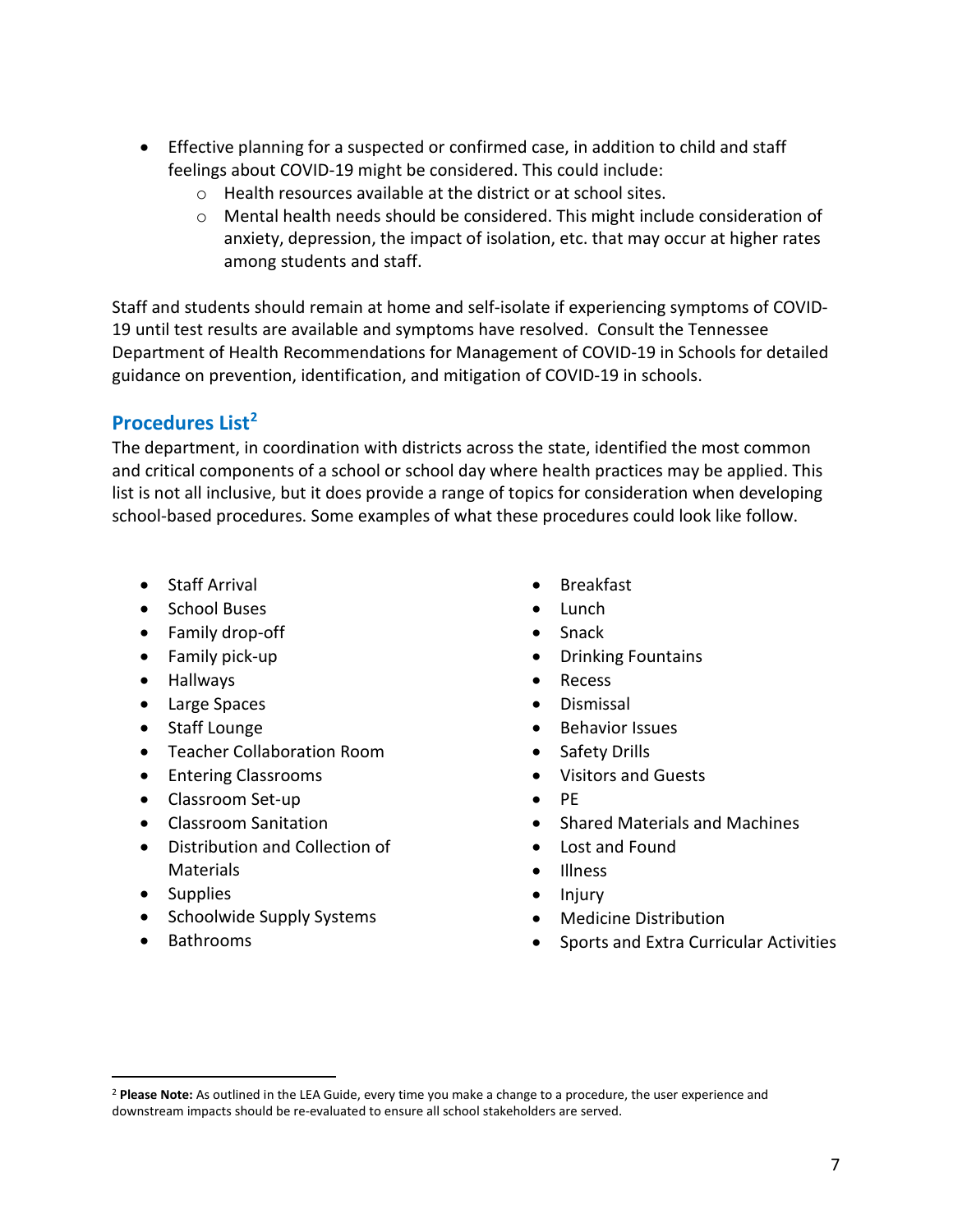- Effective planning for a suspected or confirmed case, in addition to child and staff feelings about COVID-19 might be considered. This could include:
  - Health resources available at the district or at school sites.
  - Mental health needs should be considered. This might include consideration of anxiety, depression, the impact of isolation, etc. that may occur at higher rates among students and staff.

Staff and students should remain at home and self-isolate if experiencing symptoms of COVID-19 until test results are available and symptoms have resolved. Consult the Tennessee Department of Health Recommendations for Management of COVID-19 in Schools for detailed guidance on prevention, identification, and mitigation of COVID-19 in schools.

## Procedures List[2]

The department, in coordination with districts across the state, identified the most common and critical components of a school or school day where health practices may be applied. This list is not all inclusive, but it does provide a range of topics for consideration when developing school-based procedures. Some examples of what these procedures could look like follow.

- Staff Arrival
- School Buses
- Family drop-off
- Family pick-up
- Hallways
- Large Spaces
- Staff Lounge
- Teacher Collaboration Room
- Entering Classrooms
- Classroom Set-up
- Classroom Sanitation
- Distribution and Collection of Materials
- Supplies
- Schoolwide Supply Systems
- Bathrooms
- Breakfast
- Lunch
- Snack
- Drinking Fountains
- Recess
- Dismissal
- Behavior Issues
- Safety Drills
- Visitors and Guests
- PE
- Shared Materials and Machines
- Lost and Found
- Illness
- Injury
- Medicine Distribution
- Sports and Extra Curricular Activities

[2] **Please Note:** As outlined in the LEA Guide, every time you make a change to a procedure, the user experience and downstream impacts should be re-evaluated to ensure all school stakeholders are served.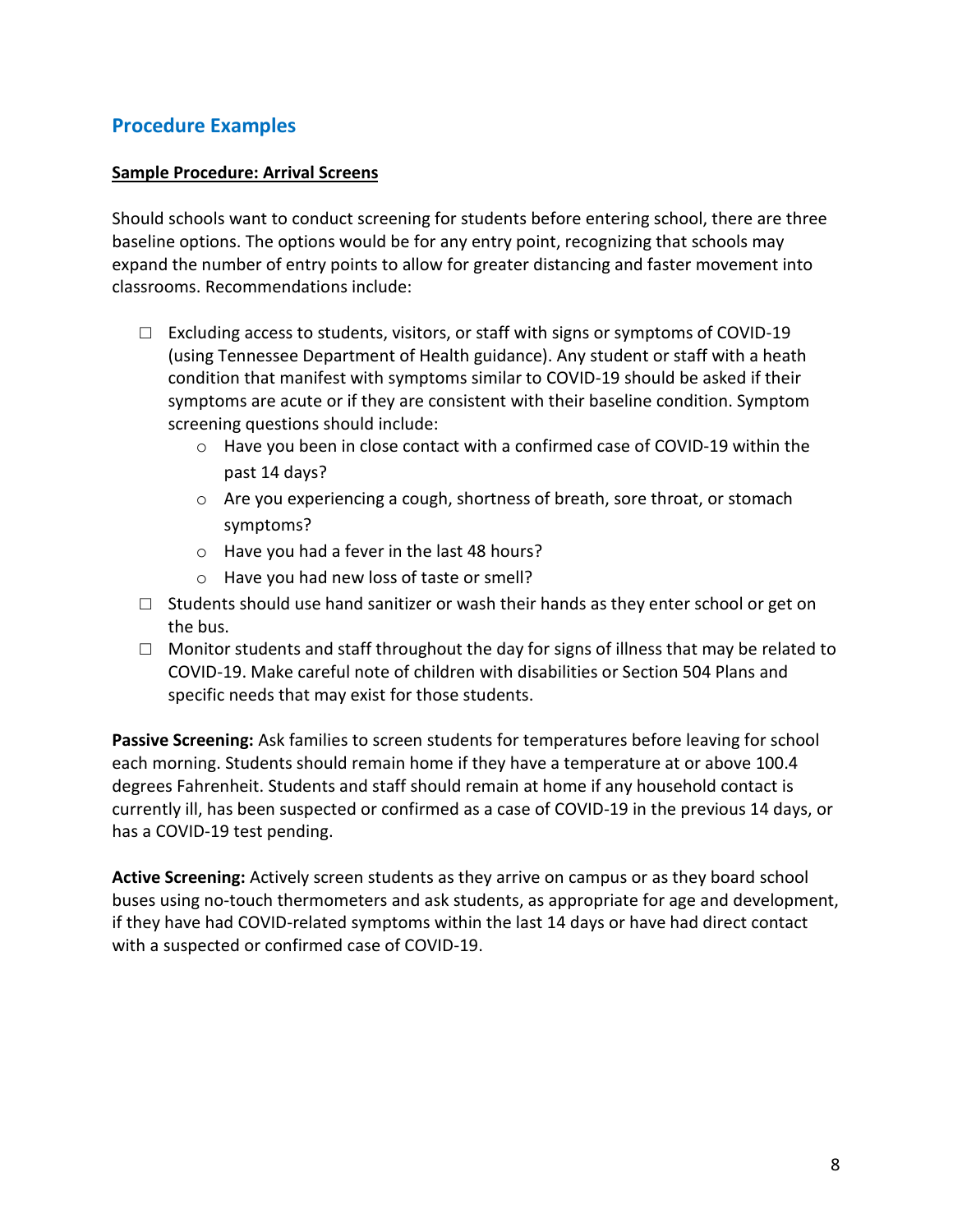## Procedure Examples

**Sample Procedure: Arrival Screens**

Should schools want to conduct screening for students before entering school, there are three baseline options. The options would be for any entry point, recognizing that schools may expand the number of entry points to allow for greater distancing and faster movement into classrooms. Recommendations include:

- ☐ Excluding access to students, visitors, or staff with signs or symptoms of COVID-19 (using Tennessee Department of Health guidance). Any student or staff with a heath condition that manifest with symptoms similar to COVID-19 should be asked if their symptoms are acute or if they are consistent with their baseline condition. Symptom screening questions should include:
  - Have you been in close contact with a confirmed case of COVID-19 within the past 14 days?
  - Are you experiencing a cough, shortness of breath, sore throat, or stomach symptoms?
  - Have you had a fever in the last 48 hours?
  - Have you had new loss of taste or smell?
- ☐ Students should use hand sanitizer or wash their hands as they enter school or get on the bus.
- ☐ Monitor students and staff throughout the day for signs of illness that may be related to COVID-19. Make careful note of children with disabilities or Section 504 Plans and specific needs that may exist for those students.

**Passive Screening:** Ask families to screen students for temperatures before leaving for school each morning. Students should remain home if they have a temperature at or above 100.4 degrees Fahrenheit. Students and staff should remain at home if any household contact is currently ill, has been suspected or confirmed as a case of COVID-19 in the previous 14 days, or has a COVID-19 test pending.

**Active Screening:** Actively screen students as they arrive on campus or as they board school buses using no-touch thermometers and ask students, as appropriate for age and development, if they have had COVID-related symptoms within the last 14 days or have had direct contact with a suspected or confirmed case of COVID-19.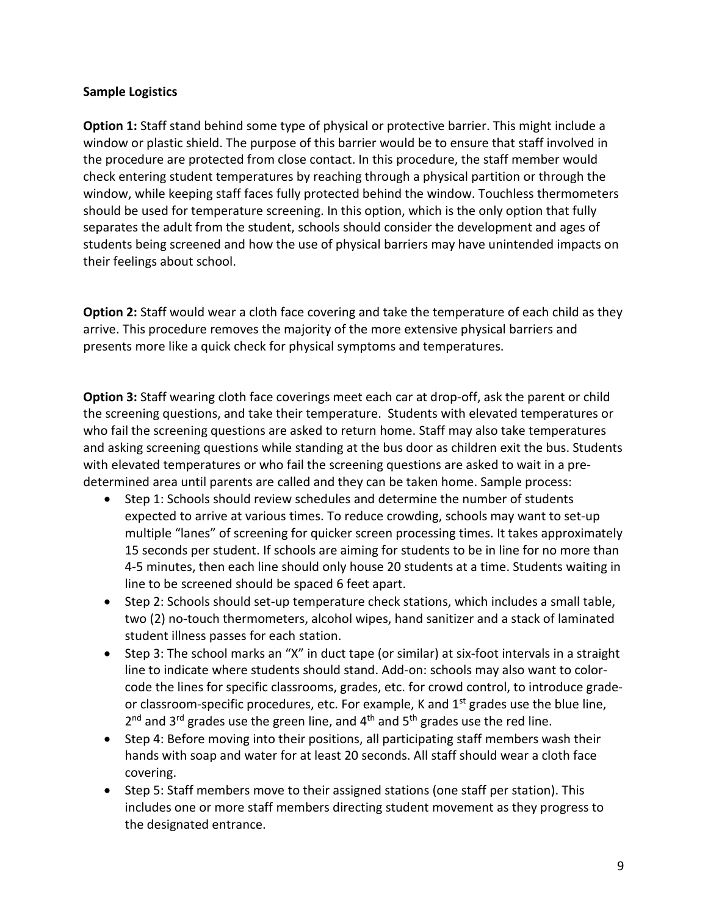**Sample Logistics**

**Option 1:** Staff stand behind some type of physical or protective barrier. This might include a window or plastic shield. The purpose of this barrier would be to ensure that staff involved in the procedure are protected from close contact. In this procedure, the staff member would check entering student temperatures by reaching through a physical partition or through the window, while keeping staff faces fully protected behind the window. Touchless thermometers should be used for temperature screening. In this option, which is the only option that fully separates the adult from the student, schools should consider the development and ages of students being screened and how the use of physical barriers may have unintended impacts on their feelings about school.

**Option 2:** Staff would wear a cloth face covering and take the temperature of each child as they arrive. This procedure removes the majority of the more extensive physical barriers and presents more like a quick check for physical symptoms and temperatures.

**Option 3:** Staff wearing cloth face coverings meet each car at drop-off, ask the parent or child the screening questions, and take their temperature. Students with elevated temperatures or who fail the screening questions are asked to return home. Staff may also take temperatures and asking screening questions while standing at the bus door as children exit the bus. Students with elevated temperatures or who fail the screening questions are asked to wait in a pre-determined area until parents are called and they can be taken home. Sample process:

- Step 1: Schools should review schedules and determine the number of students expected to arrive at various times. To reduce crowding, schools may want to set-up multiple "lanes" of screening for quicker screen processing times. It takes approximately 15 seconds per student. If schools are aiming for students to be in line for no more than 4-5 minutes, then each line should only house 20 students at a time. Students waiting in line to be screened should be spaced 6 feet apart.
- Step 2: Schools should set-up temperature check stations, which includes a small table, two (2) no-touch thermometers, alcohol wipes, hand sanitizer and a stack of laminated student illness passes for each station.
- Step 3: The school marks an "X" in duct tape (or similar) at six-foot intervals in a straight line to indicate where students should stand. Add-on: schools may also want to color-code the lines for specific classrooms, grades, etc. for crowd control, to introduce grade- or classroom-specific procedures, etc. For example, K and 1st grades use the blue line, 2nd and 3rd grades use the green line, and 4th and 5th grades use the red line.
- Step 4: Before moving into their positions, all participating staff members wash their hands with soap and water for at least 20 seconds. All staff should wear a cloth face covering.
- Step 5: Staff members move to their assigned stations (one staff per station). This includes one or more staff members directing student movement as they progress to the designated entrance.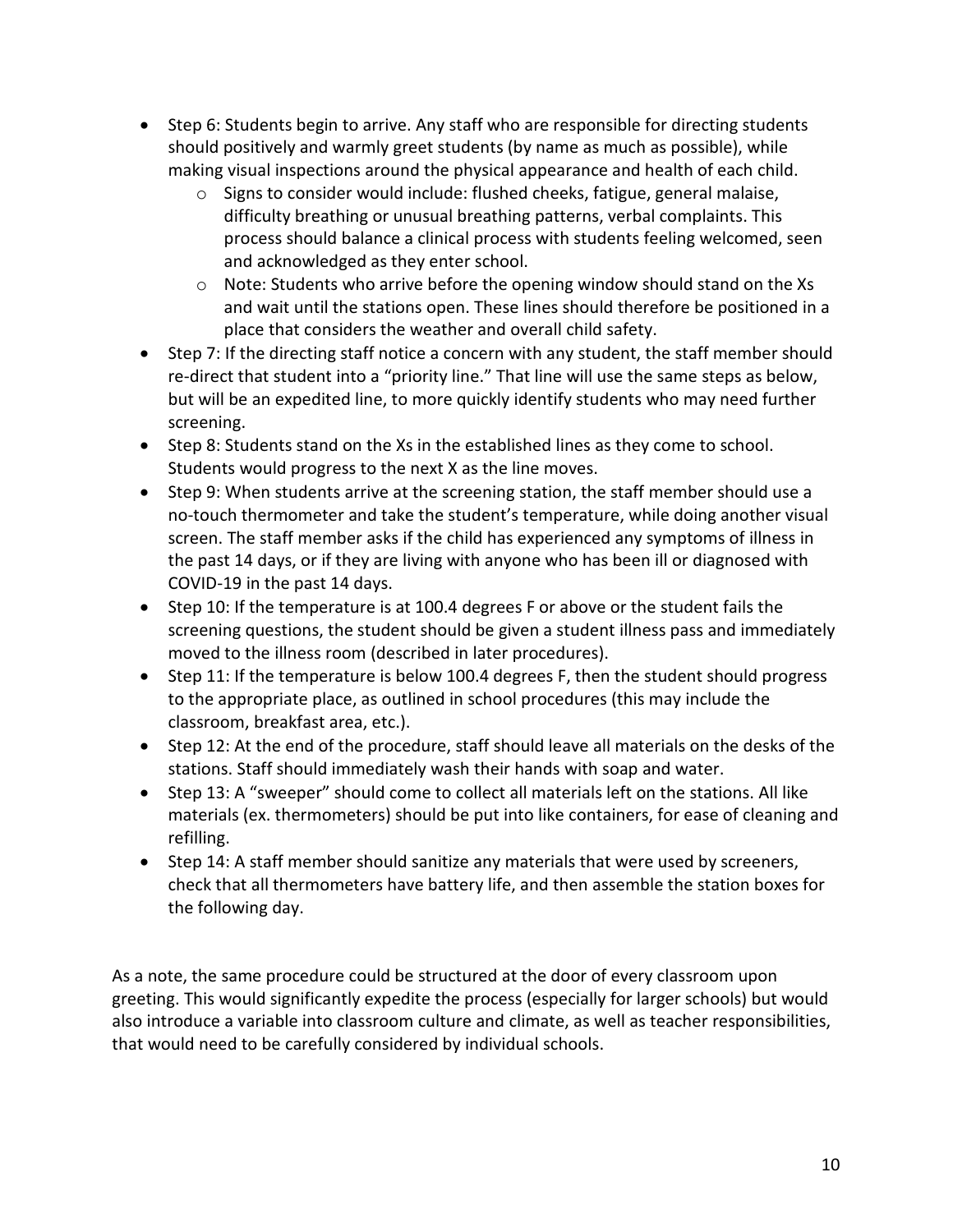- Step 6: Students begin to arrive. Any staff who are responsible for directing students should positively and warmly greet students (by name as much as possible), while making visual inspections around the physical appearance and health of each child.
    - Signs to consider would include: flushed cheeks, fatigue, general malaise, difficulty breathing or unusual breathing patterns, verbal complaints. This process should balance a clinical process with students feeling welcomed, seen and acknowledged as they enter school.
    - Note: Students who arrive before the opening window should stand on the Xs and wait until the stations open. These lines should therefore be positioned in a place that considers the weather and overall child safety.
- Step 7: If the directing staff notice a concern with any student, the staff member should re-direct that student into a "priority line." That line will use the same steps as below, but will be an expedited line, to more quickly identify students who may need further screening.
- Step 8: Students stand on the Xs in the established lines as they come to school. Students would progress to the next X as the line moves.
- Step 9: When students arrive at the screening station, the staff member should use a no-touch thermometer and take the student's temperature, while doing another visual screen. The staff member asks if the child has experienced any symptoms of illness in the past 14 days, or if they are living with anyone who has been ill or diagnosed with COVID-19 in the past 14 days.
- Step 10: If the temperature is at 100.4 degrees F or above or the student fails the screening questions, the student should be given a student illness pass and immediately moved to the illness room (described in later procedures).
- Step 11: If the temperature is below 100.4 degrees F, then the student should progress to the appropriate place, as outlined in school procedures (this may include the classroom, breakfast area, etc.).
- Step 12: At the end of the procedure, staff should leave all materials on the desks of the stations. Staff should immediately wash their hands with soap and water.
- Step 13: A "sweeper" should come to collect all materials left on the stations. All like materials (ex. thermometers) should be put into like containers, for ease of cleaning and refilling.
- Step 14: A staff member should sanitize any materials that were used by screeners, check that all thermometers have battery life, and then assemble the station boxes for the following day.

As a note, the same procedure could be structured at the door of every classroom upon greeting. This would significantly expedite the process (especially for larger schools) but would also introduce a variable into classroom culture and climate, as well as teacher responsibilities, that would need to be carefully considered by individual schools.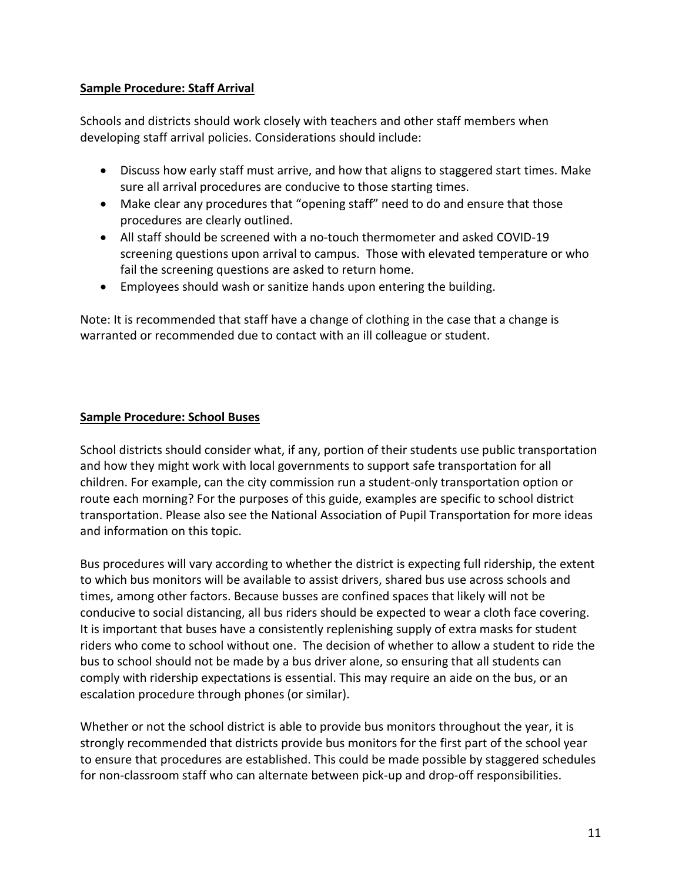**Sample Procedure: Staff Arrival**

Schools and districts should work closely with teachers and other staff members when developing staff arrival policies. Considerations should include:

- Discuss how early staff must arrive, and how that aligns to staggered start times. Make sure all arrival procedures are conducive to those starting times.
- Make clear any procedures that "opening staff" need to do and ensure that those procedures are clearly outlined.
- All staff should be screened with a no-touch thermometer and asked COVID-19 screening questions upon arrival to campus. Those with elevated temperature or who fail the screening questions are asked to return home.
- Employees should wash or sanitize hands upon entering the building.

Note: It is recommended that staff have a change of clothing in the case that a change is warranted or recommended due to contact with an ill colleague or student.

**Sample Procedure: School Buses**

School districts should consider what, if any, portion of their students use public transportation and how they might work with local governments to support safe transportation for all children. For example, can the city commission run a student-only transportation option or route each morning? For the purposes of this guide, examples are specific to school district transportation. Please also see the National Association of Pupil Transportation for more ideas and information on this topic.

Bus procedures will vary according to whether the district is expecting full ridership, the extent to which bus monitors will be available to assist drivers, shared bus use across schools and times, among other factors. Because busses are confined spaces that likely will not be conducive to social distancing, all bus riders should be expected to wear a cloth face covering. It is important that buses have a consistently replenishing supply of extra masks for student riders who come to school without one. The decision of whether to allow a student to ride the bus to school should not be made by a bus driver alone, so ensuring that all students can comply with ridership expectations is essential. This may require an aide on the bus, or an escalation procedure through phones (or similar).

Whether or not the school district is able to provide bus monitors throughout the year, it is strongly recommended that districts provide bus monitors for the first part of the school year to ensure that procedures are established. This could be made possible by staggered schedules for non-classroom staff who can alternate between pick-up and drop-off responsibilities.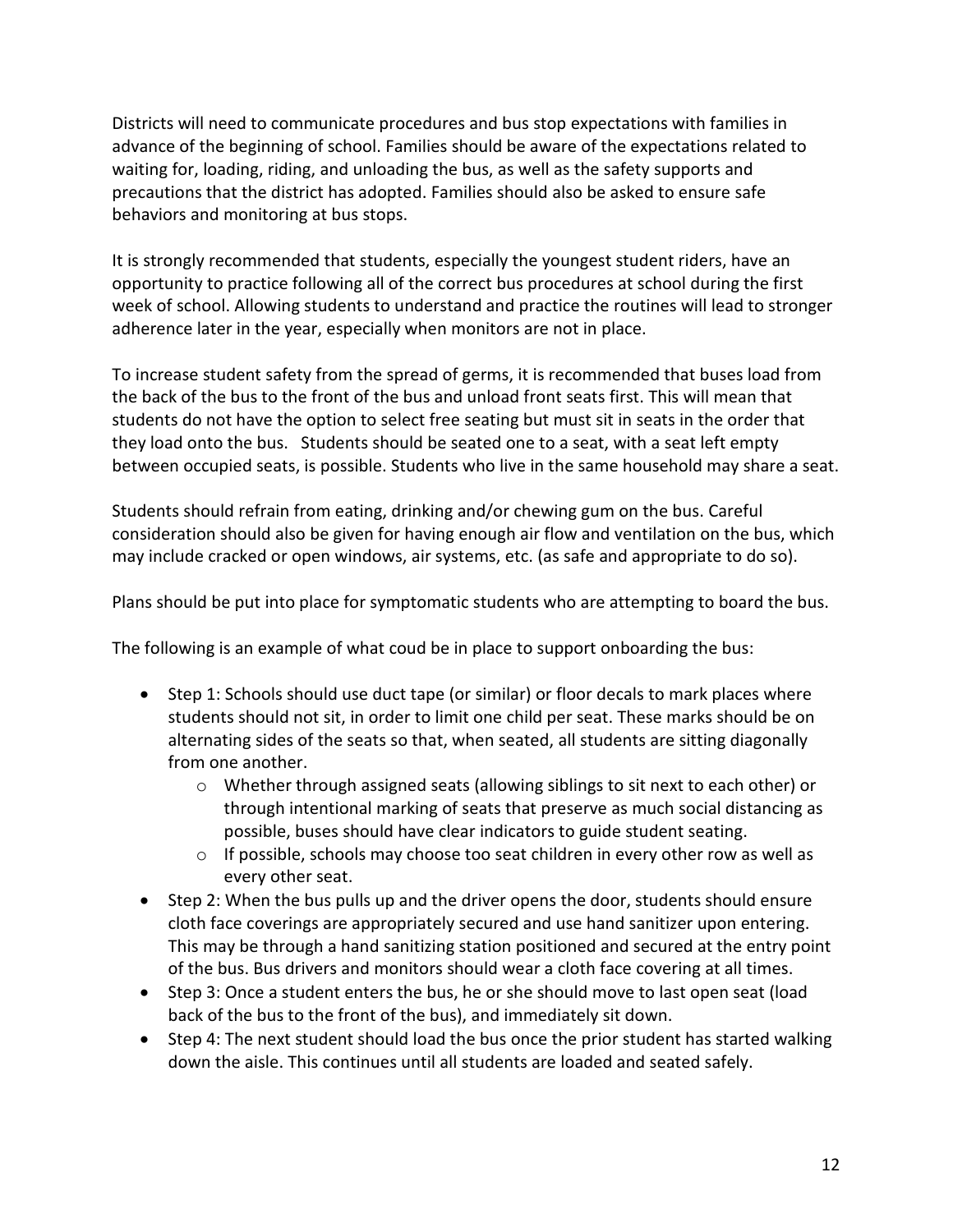Districts will need to communicate procedures and bus stop expectations with families in advance of the beginning of school. Families should be aware of the expectations related to waiting for, loading, riding, and unloading the bus, as well as the safety supports and precautions that the district has adopted. Families should also be asked to ensure safe behaviors and monitoring at bus stops.

It is strongly recommended that students, especially the youngest student riders, have an opportunity to practice following all of the correct bus procedures at school during the first week of school. Allowing students to understand and practice the routines will lead to stronger adherence later in the year, especially when monitors are not in place.

To increase student safety from the spread of germs, it is recommended that buses load from the back of the bus to the front of the bus and unload front seats first. This will mean that students do not have the option to select free seating but must sit in seats in the order that they load onto the bus. Students should be seated one to a seat, with a seat left empty between occupied seats, is possible. Students who live in the same household may share a seat.

Students should refrain from eating, drinking and/or chewing gum on the bus. Careful consideration should also be given for having enough air flow and ventilation on the bus, which may include cracked or open windows, air systems, etc. (as safe and appropriate to do so).

Plans should be put into place for symptomatic students who are attempting to board the bus.

The following is an example of what coud be in place to support onboarding the bus:

- Step 1: Schools should use duct tape (or similar) or floor decals to mark places where students should not sit, in order to limit one child per seat. These marks should be on alternating sides of the seats so that, when seated, all students are sitting diagonally from one another.
  - Whether through assigned seats (allowing siblings to sit next to each other) or through intentional marking of seats that preserve as much social distancing as possible, buses should have clear indicators to guide student seating.
  - If possible, schools may choose too seat children in every other row as well as every other seat.
- Step 2: When the bus pulls up and the driver opens the door, students should ensure cloth face coverings are appropriately secured and use hand sanitizer upon entering. This may be through a hand sanitizing station positioned and secured at the entry point of the bus. Bus drivers and monitors should wear a cloth face covering at all times.
- Step 3: Once a student enters the bus, he or she should move to last open seat (load back of the bus to the front of the bus), and immediately sit down.
- Step 4: The next student should load the bus once the prior student has started walking down the aisle. This continues until all students are loaded and seated safely.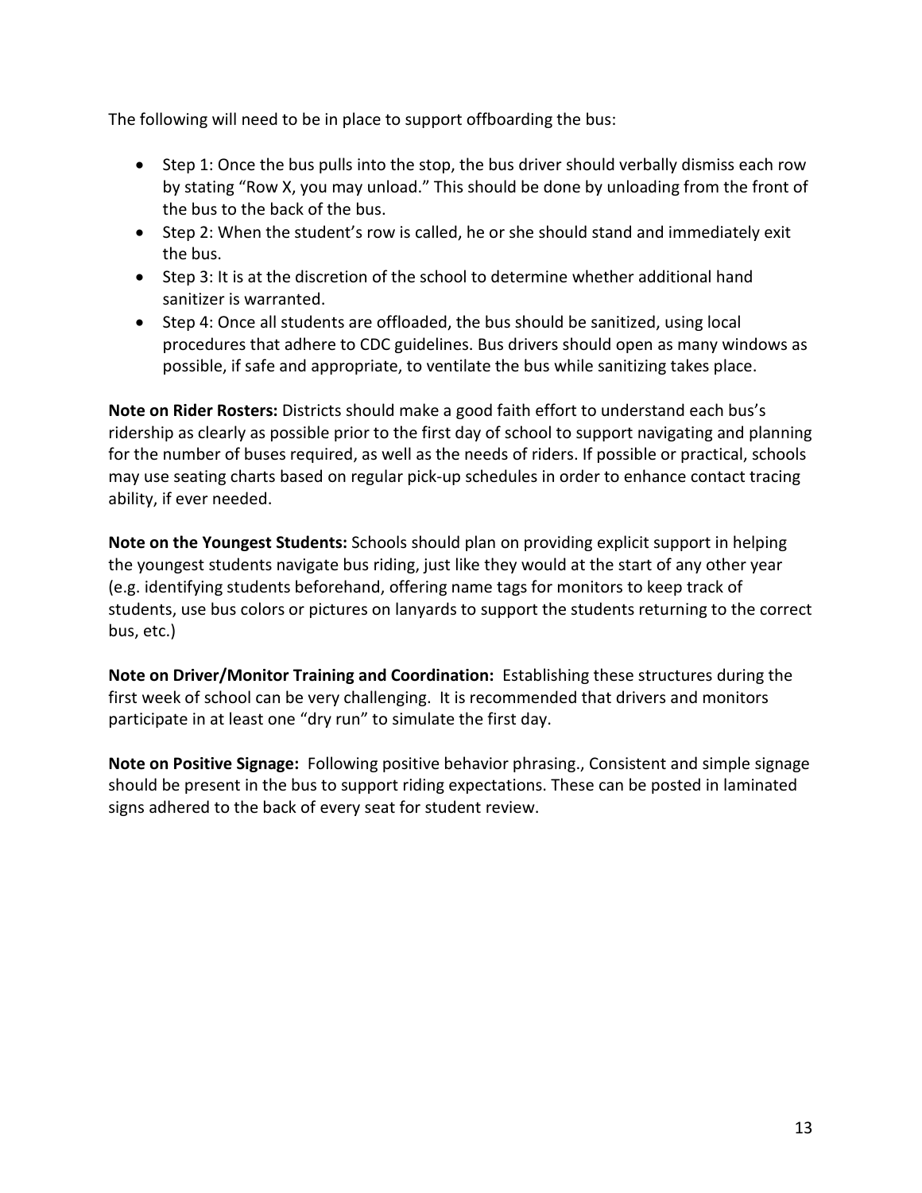The following will need to be in place to support offboarding the bus:

- Step 1: Once the bus pulls into the stop, the bus driver should verbally dismiss each row by stating "Row X, you may unload." This should be done by unloading from the front of the bus to the back of the bus.
- Step 2: When the student's row is called, he or she should stand and immediately exit the bus.
- Step 3: It is at the discretion of the school to determine whether additional hand sanitizer is warranted.
- Step 4: Once all students are offloaded, the bus should be sanitized, using local procedures that adhere to CDC guidelines. Bus drivers should open as many windows as possible, if safe and appropriate, to ventilate the bus while sanitizing takes place.

**Note on Rider Rosters:** Districts should make a good faith effort to understand each bus's ridership as clearly as possible prior to the first day of school to support navigating and planning for the number of buses required, as well as the needs of riders. If possible or practical, schools may use seating charts based on regular pick-up schedules in order to enhance contact tracing ability, if ever needed.

**Note on the Youngest Students:** Schools should plan on providing explicit support in helping the youngest students navigate bus riding, just like they would at the start of any other year (e.g. identifying students beforehand, offering name tags for monitors to keep track of students, use bus colors or pictures on lanyards to support the students returning to the correct bus, etc.)

**Note on Driver/Monitor Training and Coordination:** Establishing these structures during the first week of school can be very challenging. It is recommended that drivers and monitors participate in at least one "dry run" to simulate the first day.

**Note on Positive Signage:** Following positive behavior phrasing., Consistent and simple signage should be present in the bus to support riding expectations. These can be posted in laminated signs adhered to the back of every seat for student review.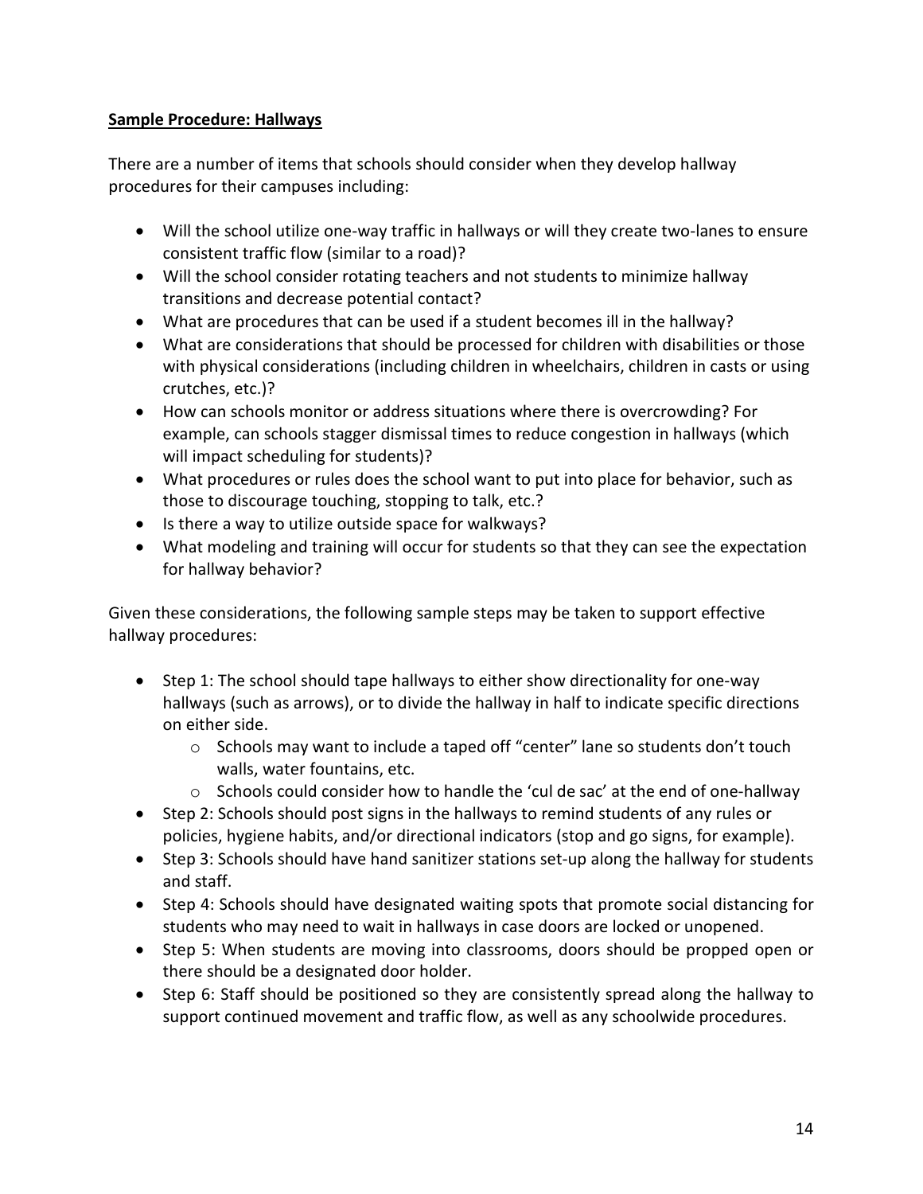**Sample Procedure: Hallways**

There are a number of items that schools should consider when they develop hallway procedures for their campuses including:

- Will the school utilize one-way traffic in hallways or will they create two-lanes to ensure consistent traffic flow (similar to a road)?
- Will the school consider rotating teachers and not students to minimize hallway transitions and decrease potential contact?
- What are procedures that can be used if a student becomes ill in the hallway?
- What are considerations that should be processed for children with disabilities or those with physical considerations (including children in wheelchairs, children in casts or using crutches, etc.)?
- How can schools monitor or address situations where there is overcrowding? For example, can schools stagger dismissal times to reduce congestion in hallways (which will impact scheduling for students)?
- What procedures or rules does the school want to put into place for behavior, such as those to discourage touching, stopping to talk, etc.?
- Is there a way to utilize outside space for walkways?
- What modeling and training will occur for students so that they can see the expectation for hallway behavior?

Given these considerations, the following sample steps may be taken to support effective hallway procedures:

- Step 1: The school should tape hallways to either show directionality for one-way hallways (such as arrows), or to divide the hallway in half to indicate specific directions on either side.
    - Schools may want to include a taped off "center" lane so students don't touch walls, water fountains, etc.
    - Schools could consider how to handle the 'cul de sac' at the end of one-hallway
- Step 2: Schools should post signs in the hallways to remind students of any rules or policies, hygiene habits, and/or directional indicators (stop and go signs, for example).
- Step 3: Schools should have hand sanitizer stations set-up along the hallway for students and staff.
- Step 4: Schools should have designated waiting spots that promote social distancing for students who may need to wait in hallways in case doors are locked or unopened.
- Step 5: When students are moving into classrooms, doors should be propped open or there should be a designated door holder.
- Step 6: Staff should be positioned so they are consistently spread along the hallway to support continued movement and traffic flow, as well as any schoolwide procedures.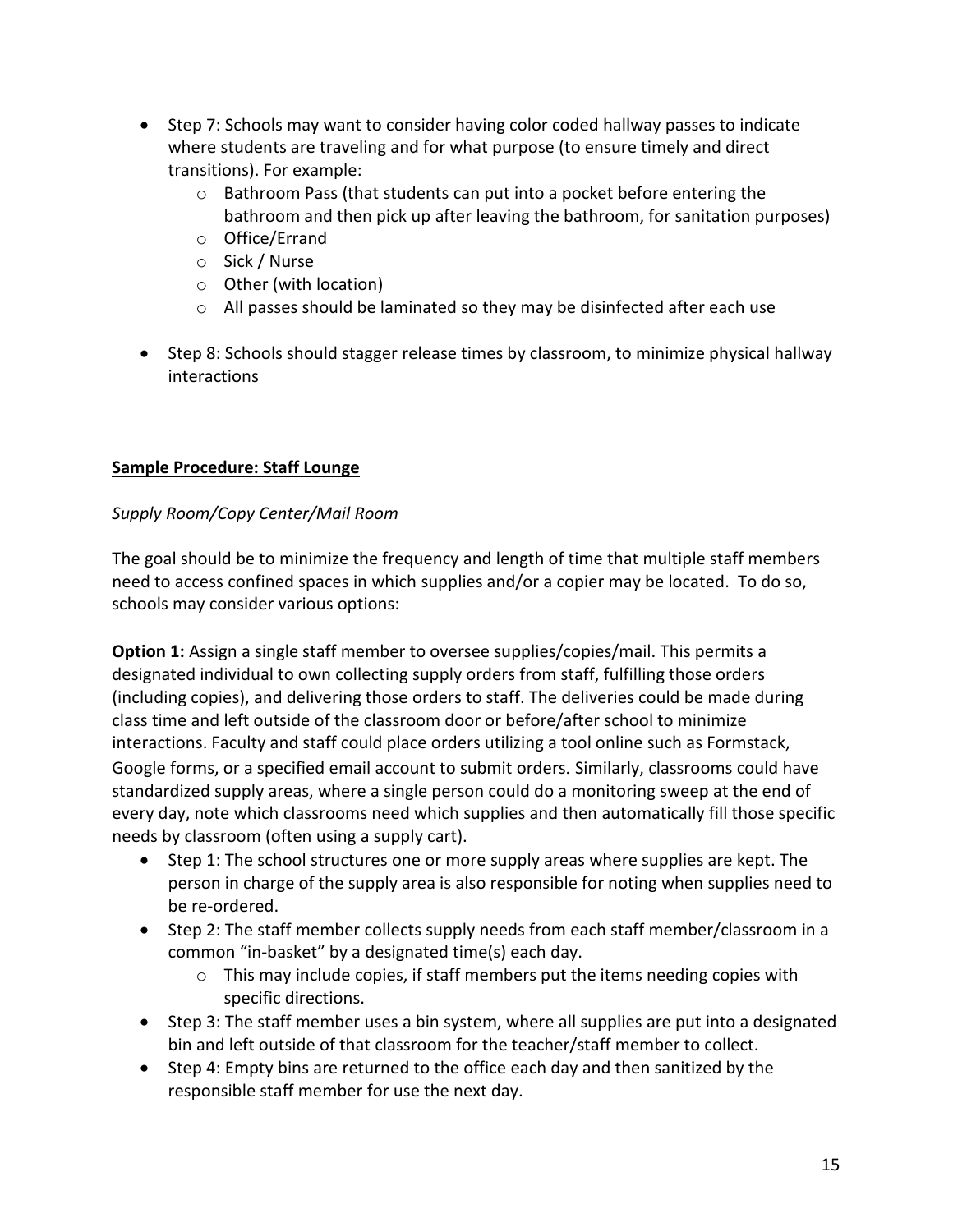- Step 7: Schools may want to consider having color coded hallway passes to indicate where students are traveling and for what purpose (to ensure timely and direct transitions). For example:
  - Bathroom Pass (that students can put into a pocket before entering the bathroom and then pick up after leaving the bathroom, for sanitation purposes)
  - Office/Errand
  - Sick / Nurse
  - Other (with location)
  - All passes should be laminated so they may be disinfected after each use

- Step 8: Schools should stagger release times by classroom, to minimize physical hallway interactions

**Sample Procedure: Staff Lounge**

*Supply Room/Copy Center/Mail Room*

The goal should be to minimize the frequency and length of time that multiple staff members need to access confined spaces in which supplies and/or a copier may be located. To do so, schools may consider various options:

**Option 1:** Assign a single staff member to oversee supplies/copies/mail. This permits a designated individual to own collecting supply orders from staff, fulfilling those orders (including copies), and delivering those orders to staff. The deliveries could be made during class time and left outside of the classroom door or before/after school to minimize interactions. Faculty and staff could place orders utilizing a tool online such as Formstack, Google forms, or a specified email account to submit orders. Similarly, classrooms could have standardized supply areas, where a single person could do a monitoring sweep at the end of every day, note which classrooms need which supplies and then automatically fill those specific needs by classroom (often using a supply cart).

- Step 1: The school structures one or more supply areas where supplies are kept. The person in charge of the supply area is also responsible for noting when supplies need to be re-ordered.
- Step 2: The staff member collects supply needs from each staff member/classroom in a common "in-basket" by a designated time(s) each day.
  - This may include copies, if staff members put the items needing copies with specific directions.
- Step 3: The staff member uses a bin system, where all supplies are put into a designated bin and left outside of that classroom for the teacher/staff member to collect.
- Step 4: Empty bins are returned to the office each day and then sanitized by the responsible staff member for use the next day.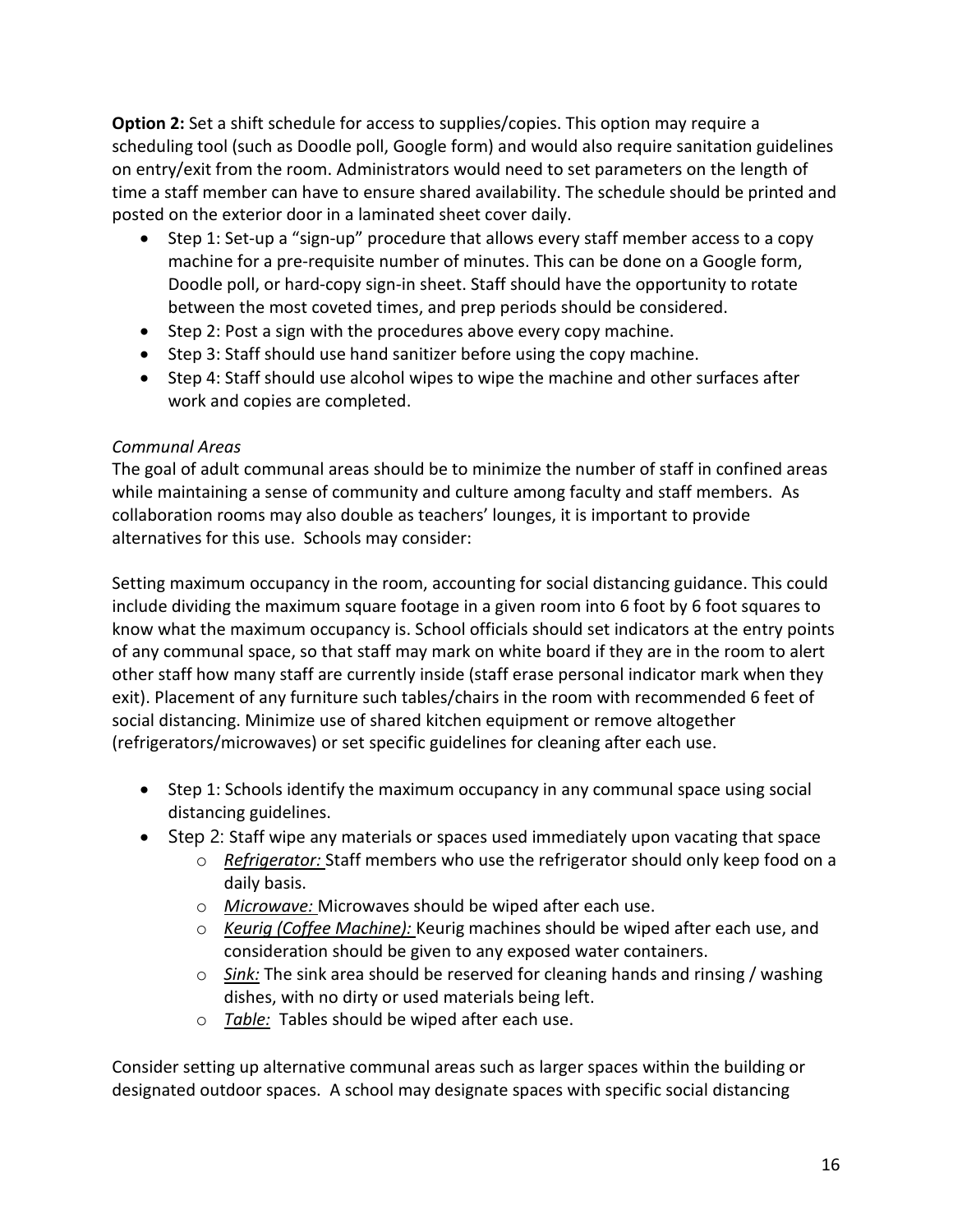**Option 2:** Set a shift schedule for access to supplies/copies. This option may require a scheduling tool (such as Doodle poll, Google form) and would also require sanitation guidelines on entry/exit from the room. Administrators would need to set parameters on the length of time a staff member can have to ensure shared availability. The schedule should be printed and posted on the exterior door in a laminated sheet cover daily.

- Step 1: Set-up a "sign-up" procedure that allows every staff member access to a copy machine for a pre-requisite number of minutes. This can be done on a Google form, Doodle poll, or hard-copy sign-in sheet. Staff should have the opportunity to rotate between the most coveted times, and prep periods should be considered.
- Step 2: Post a sign with the procedures above every copy machine.
- Step 3: Staff should use hand sanitizer before using the copy machine.
- Step 4: Staff should use alcohol wipes to wipe the machine and other surfaces after work and copies are completed.

*Communal Areas*

The goal of adult communal areas should be to minimize the number of staff in confined areas while maintaining a sense of community and culture among faculty and staff members. As collaboration rooms may also double as teachers' lounges, it is important to provide alternatives for this use. Schools may consider:

Setting maximum occupancy in the room, accounting for social distancing guidance. This could include dividing the maximum square footage in a given room into 6 foot by 6 foot squares to know what the maximum occupancy is. School officials should set indicators at the entry points of any communal space, so that staff may mark on white board if they are in the room to alert other staff how many staff are currently inside (staff erase personal indicator mark when they exit). Placement of any furniture such tables/chairs in the room with recommended 6 feet of social distancing. Minimize use of shared kitchen equipment or remove altogether (refrigerators/microwaves) or set specific guidelines for cleaning after each use.

- Step 1: Schools identify the maximum occupancy in any communal space using social distancing guidelines.
- Step 2: Staff wipe any materials or spaces used immediately upon vacating that space
  - *Refrigerator:* Staff members who use the refrigerator should only keep food on a daily basis.
  - *Microwave:* Microwaves should be wiped after each use.
  - *Keurig (Coffee Machine):* Keurig machines should be wiped after each use, and consideration should be given to any exposed water containers.
  - *Sink:* The sink area should be reserved for cleaning hands and rinsing / washing dishes, with no dirty or used materials being left.
  - *Table:* Tables should be wiped after each use.

Consider setting up alternative communal areas such as larger spaces within the building or designated outdoor spaces. A school may designate spaces with specific social distancing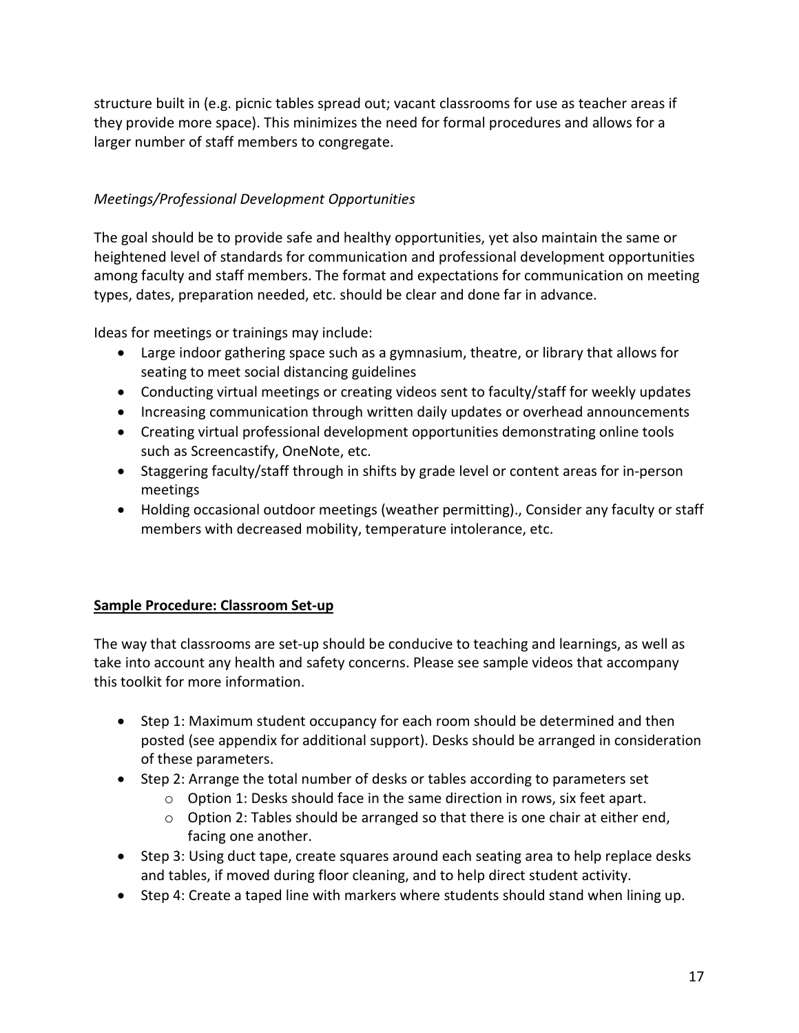structure built in (e.g. picnic tables spread out; vacant classrooms for use as teacher areas if they provide more space). This minimizes the need for formal procedures and allows for a larger number of staff members to congregate.

*Meetings/Professional Development Opportunities*

The goal should be to provide safe and healthy opportunities, yet also maintain the same or heightened level of standards for communication and professional development opportunities among faculty and staff members. The format and expectations for communication on meeting types, dates, preparation needed, etc. should be clear and done far in advance.

Ideas for meetings or trainings may include:

- Large indoor gathering space such as a gymnasium, theatre, or library that allows for seating to meet social distancing guidelines
- Conducting virtual meetings or creating videos sent to faculty/staff for weekly updates
- Increasing communication through written daily updates or overhead announcements
- Creating virtual professional development opportunities demonstrating online tools such as Screencastify, OneNote, etc.
- Staggering faculty/staff through in shifts by grade level or content areas for in-person meetings
- Holding occasional outdoor meetings (weather permitting)., Consider any faculty or staff members with decreased mobility, temperature intolerance, etc.

**<u>Sample Procedure: Classroom Set-up</u>**

The way that classrooms are set-up should be conducive to teaching and learnings, as well as take into account any health and safety concerns. Please see sample videos that accompany this toolkit for more information.

- Step 1: Maximum student occupancy for each room should be determined and then posted (see appendix for additional support). Desks should be arranged in consideration of these parameters.
- Step 2: Arrange the total number of desks or tables according to parameters set
    - Option 1: Desks should face in the same direction in rows, six feet apart.
    - Option 2: Tables should be arranged so that there is one chair at either end, facing one another.
- Step 3: Using duct tape, create squares around each seating area to help replace desks and tables, if moved during floor cleaning, and to help direct student activity.
- Step 4: Create a taped line with markers where students should stand when lining up.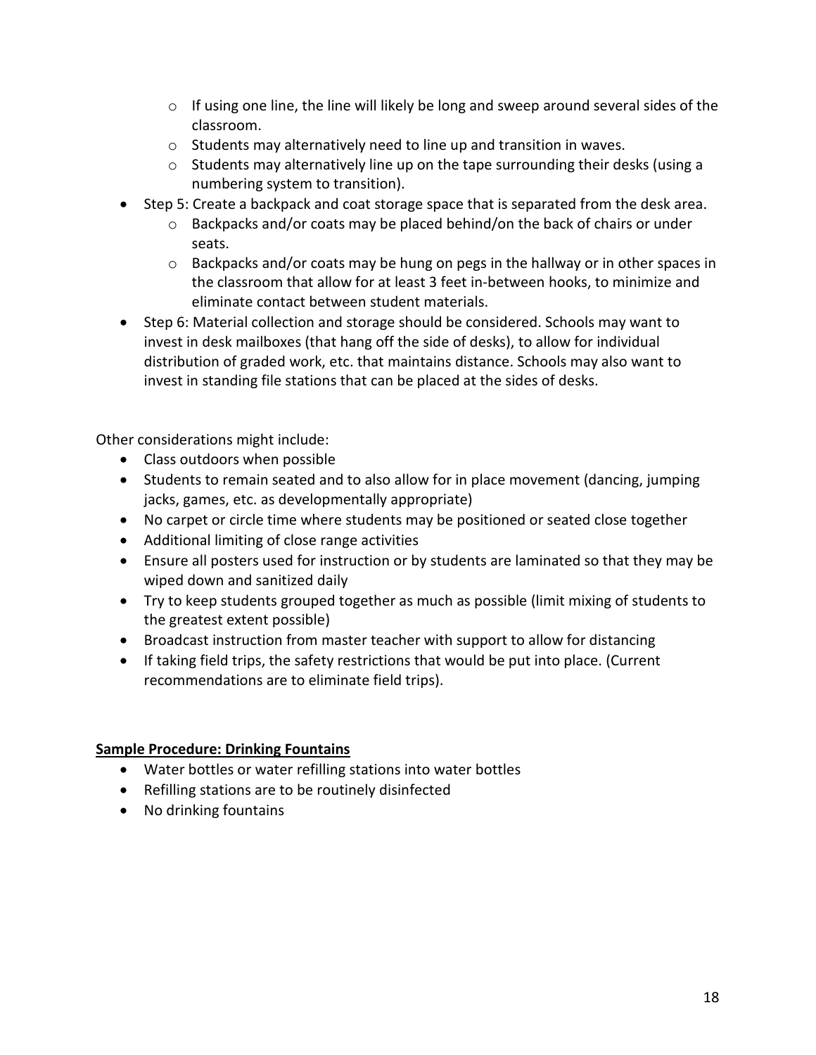- If using one line, the line will likely be long and sweep around several sides of the classroom.
  - Students may alternatively need to line up and transition in waves.
  - Students may alternatively line up on the tape surrounding their desks (using a numbering system to transition).
- Step 5: Create a backpack and coat storage space that is separated from the desk area.
  - Backpacks and/or coats may be placed behind/on the back of chairs or under seats.
  - Backpacks and/or coats may be hung on pegs in the hallway or in other spaces in the classroom that allow for at least 3 feet in-between hooks, to minimize and eliminate contact between student materials.
- Step 6: Material collection and storage should be considered. Schools may want to invest in desk mailboxes (that hang off the side of desks), to allow for individual distribution of graded work, etc. that maintains distance. Schools may also want to invest in standing file stations that can be placed at the sides of desks.

Other considerations might include:

- Class outdoors when possible
- Students to remain seated and to also allow for in place movement (dancing, jumping jacks, games, etc. as developmentally appropriate)
- No carpet or circle time where students may be positioned or seated close together
- Additional limiting of close range activities
- Ensure all posters used for instruction or by students are laminated so that they may be wiped down and sanitized daily
- Try to keep students grouped together as much as possible (limit mixing of students to the greatest extent possible)
- Broadcast instruction from master teacher with support to allow for distancing
- If taking field trips, the safety restrictions that would be put into place. (Current recommendations are to eliminate field trips).

**<u>Sample Procedure: Drinking Fountains</u>**

- Water bottles or water refilling stations into water bottles
- Refilling stations are to be routinely disinfected
- No drinking fountains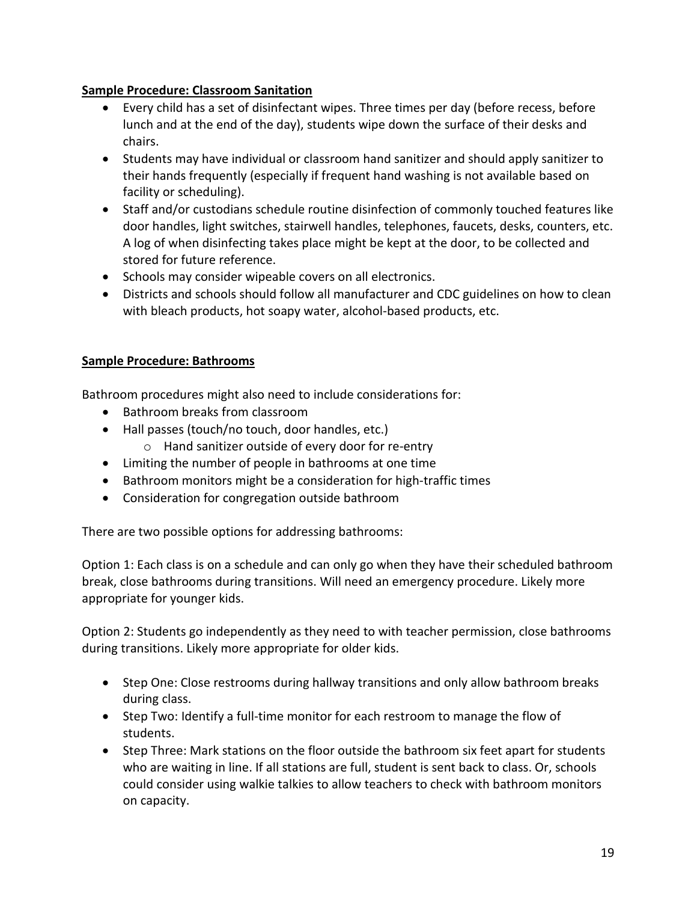**Sample Procedure: Classroom Sanitation**

- Every child has a set of disinfectant wipes. Three times per day (before recess, before lunch and at the end of the day), students wipe down the surface of their desks and chairs.
- Students may have individual or classroom hand sanitizer and should apply sanitizer to their hands frequently (especially if frequent hand washing is not available based on facility or scheduling).
- Staff and/or custodians schedule routine disinfection of commonly touched features like door handles, light switches, stairwell handles, telephones, faucets, desks, counters, etc. A log of when disinfecting takes place might be kept at the door, to be collected and stored for future reference.
- Schools may consider wipeable covers on all electronics.
- Districts and schools should follow all manufacturer and CDC guidelines on how to clean with bleach products, hot soapy water, alcohol-based products, etc.

**Sample Procedure: Bathrooms**

Bathroom procedures might also need to include considerations for:

- Bathroom breaks from classroom
- Hall passes (touch/no touch, door handles, etc.)
  - Hand sanitizer outside of every door for re-entry
- Limiting the number of people in bathrooms at one time
- Bathroom monitors might be a consideration for high-traffic times
- Consideration for congregation outside bathroom

There are two possible options for addressing bathrooms:

Option 1: Each class is on a schedule and can only go when they have their scheduled bathroom break, close bathrooms during transitions. Will need an emergency procedure. Likely more appropriate for younger kids.

Option 2: Students go independently as they need to with teacher permission, close bathrooms during transitions. Likely more appropriate for older kids.

- Step One: Close restrooms during hallway transitions and only allow bathroom breaks during class.
- Step Two: Identify a full-time monitor for each restroom to manage the flow of students.
- Step Three: Mark stations on the floor outside the bathroom six feet apart for students who are waiting in line. If all stations are full, student is sent back to class. Or, schools could consider using walkie talkies to allow teachers to check with bathroom monitors on capacity.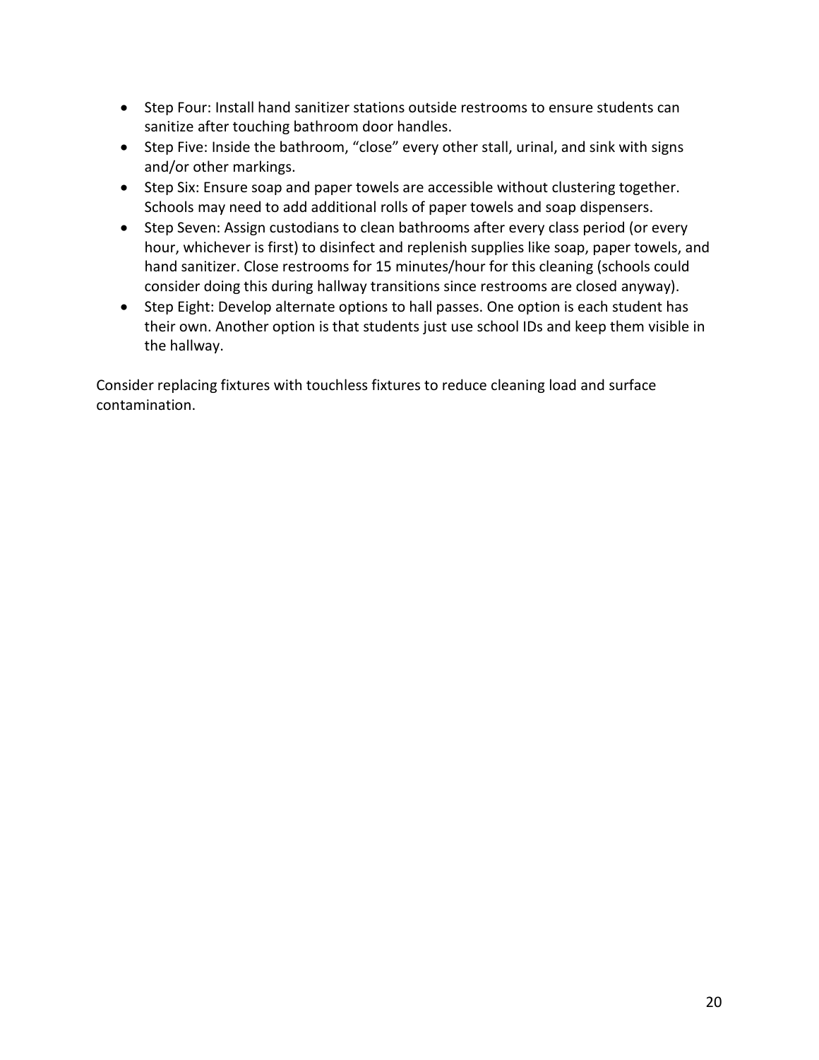- Step Four: Install hand sanitizer stations outside restrooms to ensure students can sanitize after touching bathroom door handles.
- Step Five: Inside the bathroom, "close" every other stall, urinal, and sink with signs and/or other markings.
- Step Six: Ensure soap and paper towels are accessible without clustering together. Schools may need to add additional rolls of paper towels and soap dispensers.
- Step Seven: Assign custodians to clean bathrooms after every class period (or every hour, whichever is first) to disinfect and replenish supplies like soap, paper towels, and hand sanitizer. Close restrooms for 15 minutes/hour for this cleaning (schools could consider doing this during hallway transitions since restrooms are closed anyway).
- Step Eight: Develop alternate options to hall passes. One option is each student has their own. Another option is that students just use school IDs and keep them visible in the hallway.

Consider replacing fixtures with touchless fixtures to reduce cleaning load and surface contamination.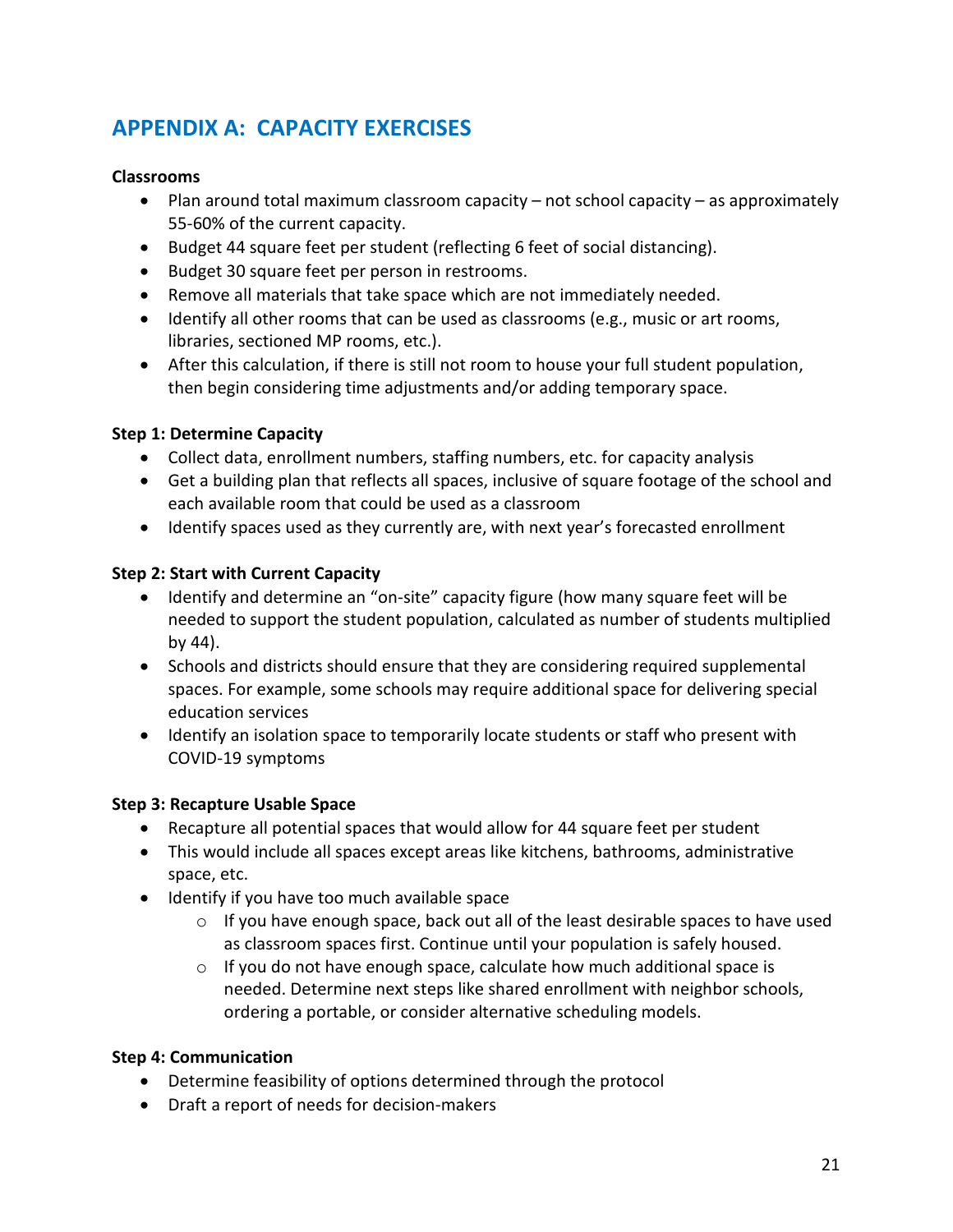## APPENDIX A: CAPACITY EXERCISES

**Classrooms**

- Plan around total maximum classroom capacity – not school capacity – as approximately 55-60% of the current capacity.
- Budget 44 square feet per student (reflecting 6 feet of social distancing).
- Budget 30 square feet per person in restrooms.
- Remove all materials that take space which are not immediately needed.
- Identify all other rooms that can be used as classrooms (e.g., music or art rooms, libraries, sectioned MP rooms, etc.).
- After this calculation, if there is still not room to house your full student population, then begin considering time adjustments and/or adding temporary space.

**Step 1: Determine Capacity**

- Collect data, enrollment numbers, staffing numbers, etc. for capacity analysis
- Get a building plan that reflects all spaces, inclusive of square footage of the school and each available room that could be used as a classroom
- Identify spaces used as they currently are, with next year's forecasted enrollment

**Step 2: Start with Current Capacity**

- Identify and determine an "on-site" capacity figure (how many square feet will be needed to support the student population, calculated as number of students multiplied by 44).
- Schools and districts should ensure that they are considering required supplemental spaces. For example, some schools may require additional space for delivering special education services
- Identify an isolation space to temporarily locate students or staff who present with COVID-19 symptoms

**Step 3: Recapture Usable Space**

- Recapture all potential spaces that would allow for 44 square feet per student
- This would include all spaces except areas like kitchens, bathrooms, administrative space, etc.
- Identify if you have too much available space
  - If you have enough space, back out all of the least desirable spaces to have used as classroom spaces first. Continue until your population is safely housed.
  - If you do not have enough space, calculate how much additional space is needed. Determine next steps like shared enrollment with neighbor schools, ordering a portable, or consider alternative scheduling models.

**Step 4: Communication**

- Determine feasibility of options determined through the protocol
- Draft a report of needs for decision-makers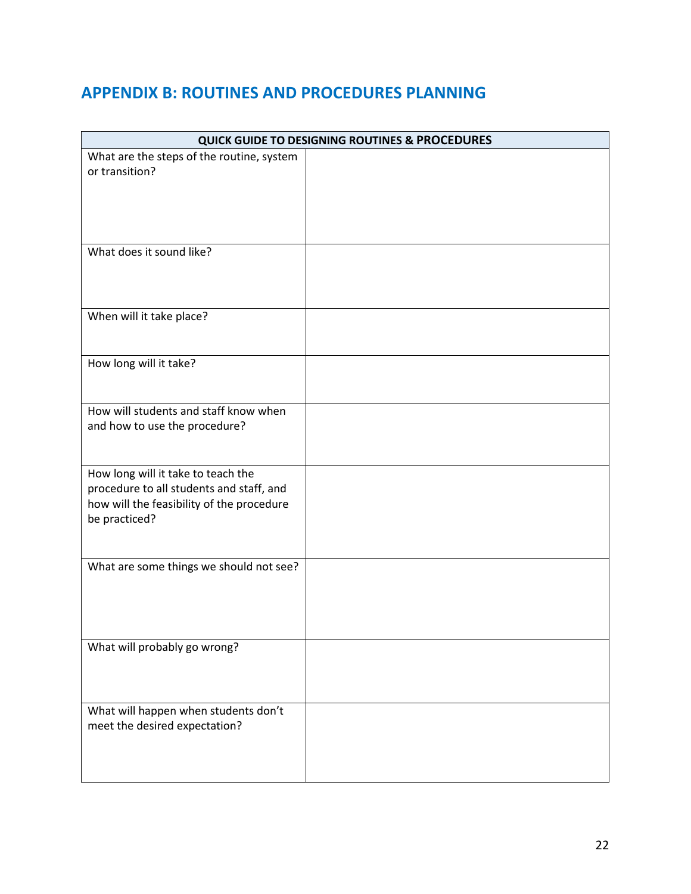## APPENDIX B: ROUTINES AND PROCEDURES PLANNING

| QUICK GUIDE TO DESIGNING ROUTINES & PROCEDURES | |
|---|---|
| What are the steps of the routine, system or transition? | |
| What does it sound like? | |
| When will it take place? | |
| How long will it take? | |
| How will students and staff know when and how to use the procedure? | |
| How long will it take to teach the procedure to all students and staff, and how will the feasibility of the procedure be practiced? | |
| What are some things we should not see? | |
| What will probably go wrong? | |
| What will happen when students don't meet the desired expectation? | |